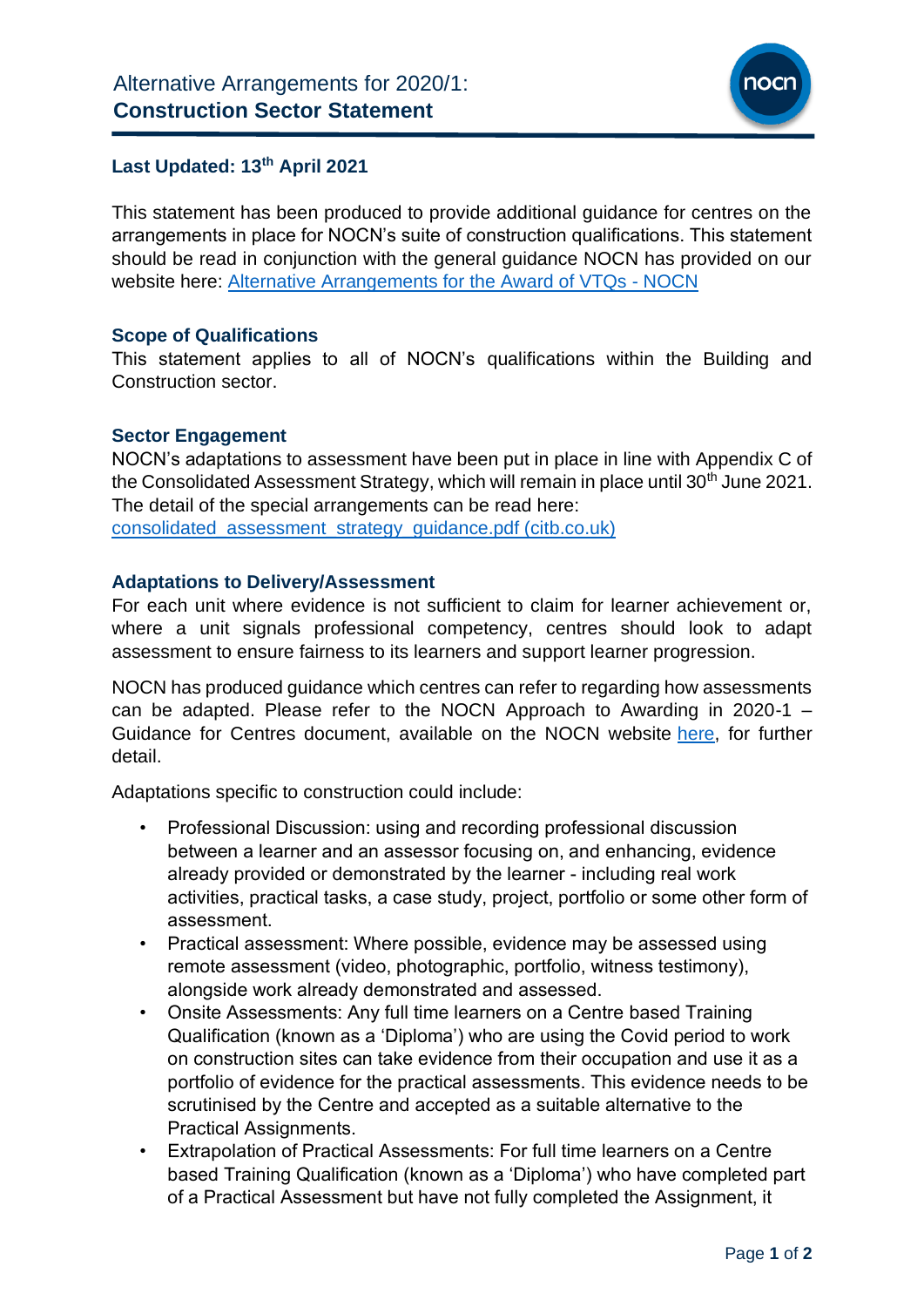# Alternative Arrangements for 2020/1:
# **Construction Sector Statement**

**Last Updated: 13th April 2021**

This statement has been produced to provide additional guidance for centres on the arrangements in place for NOCN's suite of construction qualifications. This statement should be read in conjunction with the general guidance NOCN has provided on our website here: [Alternative Arrangements for the Award of VTQs - NOCN]()

## Scope of Qualifications

This statement applies to all of NOCN's qualifications within the Building and Construction sector.

## Sector Engagement

NOCN's adaptations to assessment have been put in place in line with Appendix C of the Consolidated Assessment Strategy, which will remain in place until 30th June 2021. The detail of the special arrangements can be read here:
[consolidated_assessment_strategy_guidance.pdf (citb.co.uk)]()

## Adaptations to Delivery/Assessment

For each unit where evidence is not sufficient to claim for learner achievement or, where a unit signals professional competency, centres should look to adapt assessment to ensure fairness to its learners and support learner progression.

NOCN has produced guidance which centres can refer to regarding how assessments can be adapted. Please refer to the NOCN Approach to Awarding in 2020-1 – Guidance for Centres document, available on the NOCN website [here](), for further detail.

Adaptations specific to construction could include:

- Professional Discussion: using and recording professional discussion between a learner and an assessor focusing on, and enhancing, evidence already provided or demonstrated by the learner - including real work activities, practical tasks, a case study, project, portfolio or some other form of assessment.
- Practical assessment: Where possible, evidence may be assessed using remote assessment (video, photographic, portfolio, witness testimony), alongside work already demonstrated and assessed.
- Onsite Assessments: Any full time learners on a Centre based Training Qualification (known as a 'Diploma') who are using the Covid period to work on construction sites can take evidence from their occupation and use it as a portfolio of evidence for the practical assessments. This evidence needs to be scrutinised by the Centre and accepted as a suitable alternative to the Practical Assignments.
- Extrapolation of Practical Assessments: For full time learners on a Centre based Training Qualification (known as a 'Diploma') who have completed part of a Practical Assessment but have not fully completed the Assignment, it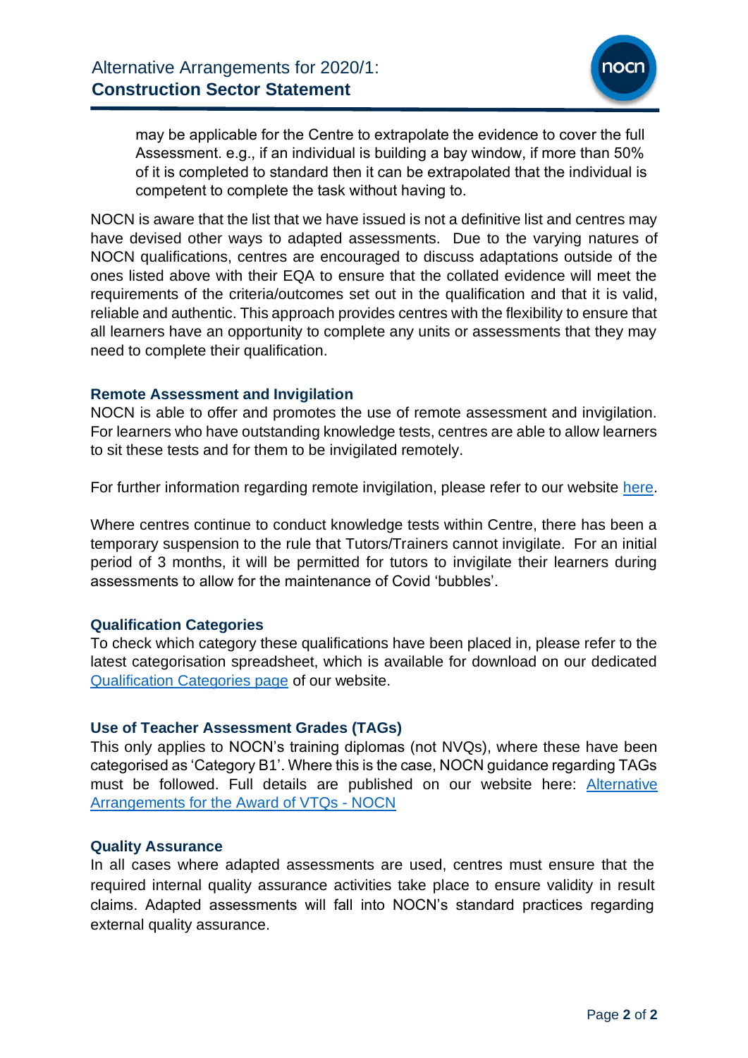may be applicable for the Centre to extrapolate the evidence to cover the full Assessment. e.g., if an individual is building a bay window, if more than 50% of it is completed to standard then it can be extrapolated that the individual is competent to complete the task without having to.

NOCN is aware that the list that we have issued is not a definitive list and centres may have devised other ways to adapted assessments. Due to the varying natures of NOCN qualifications, centres are encouraged to discuss adaptations outside of the ones listed above with their EQA to ensure that the collated evidence will meet the requirements of the criteria/outcomes set out in the qualification and that it is valid, reliable and authentic. This approach provides centres with the flexibility to ensure that all learners have an opportunity to complete any units or assessments that they may need to complete their qualification.

### Remote Assessment and Invigilation

NOCN is able to offer and promotes the use of remote assessment and invigilation. For learners who have outstanding knowledge tests, centres are able to allow learners to sit these tests and for them to be invigilated remotely.

For further information regarding remote invigilation, please refer to our website here.

Where centres continue to conduct knowledge tests within Centre, there has been a temporary suspension to the rule that Tutors/Trainers cannot invigilate. For an initial period of 3 months, it will be permitted for tutors to invigilate their learners during assessments to allow for the maintenance of Covid 'bubbles'.

### Qualification Categories

To check which category these qualifications have been placed in, please refer to the latest categorisation spreadsheet, which is available for download on our dedicated Qualification Categories page of our website.

### Use of Teacher Assessment Grades (TAGs)

This only applies to NOCN's training diplomas (not NVQs), where these have been categorised as 'Category B1'. Where this is the case, NOCN guidance regarding TAGs must be followed. Full details are published on our website here: Alternative Arrangements for the Award of VTQs - NOCN

### Quality Assurance

In all cases where adapted assessments are used, centres must ensure that the required internal quality assurance activities take place to ensure validity in result claims. Adapted assessments will fall into NOCN's standard practices regarding external quality assurance.